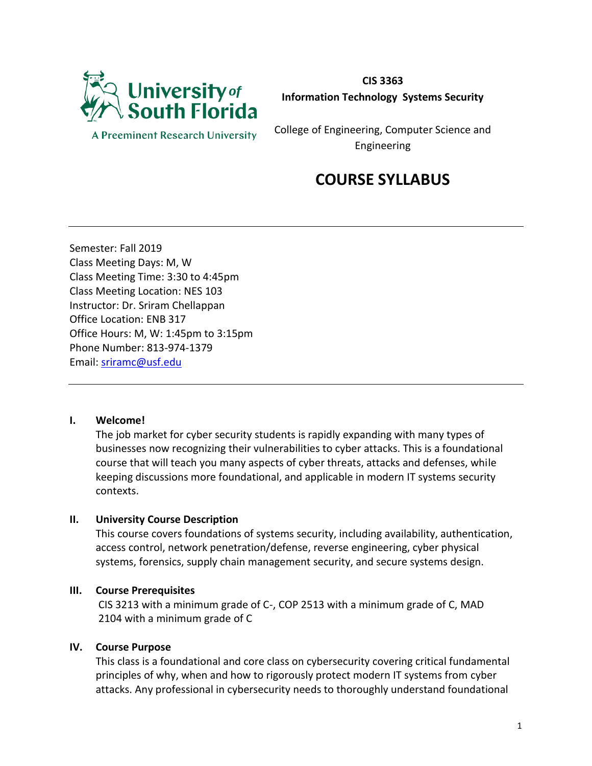University of South Florida
A Preeminent Research University

**CIS 3363**
**Information Technology Systems Security**

College of Engineering, Computer Science and Engineering

# COURSE SYLLABUS

---

Semester: Fall 2019
Class Meeting Days: M, W
Class Meeting Time: 3:30 to 4:45pm
Class Meeting Location: NES 103
Instructor: Dr. Sriram Chellappan
Office Location: ENB 317
Office Hours: M, W: 1:45pm to 3:15pm
Phone Number: 813-974-1379
Email: sriramc@usf.edu

---

## I. Welcome!

The job market for cyber security students is rapidly expanding with many types of businesses now recognizing their vulnerabilities to cyber attacks. This is a foundational course that will teach you many aspects of cyber threats, attacks and defenses, while keeping discussions more foundational, and applicable in modern IT systems security contexts.

## II. University Course Description

This course covers foundations of systems security, including availability, authentication, access control, network penetration/defense, reverse engineering, cyber physical systems, forensics, supply chain management security, and secure systems design.

## III. Course Prerequisites

CIS 3213 with a minimum grade of C-, COP 2513 with a minimum grade of C, MAD 2104 with a minimum grade of C

## IV. Course Purpose

This class is a foundational and core class on cybersecurity covering critical fundamental principles of why, when and how to rigorously protect modern IT systems from cyber attacks. Any professional in cybersecurity needs to thoroughly understand foundational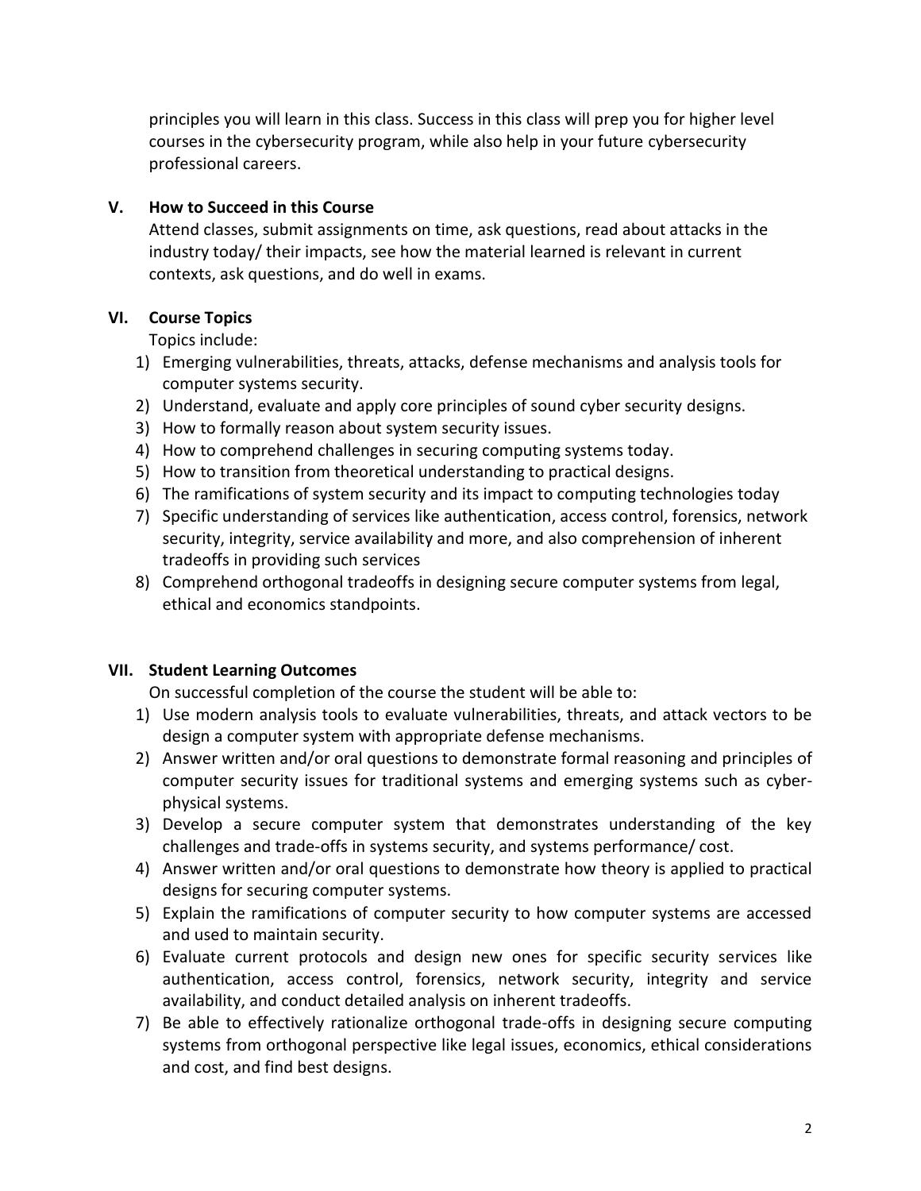principles you will learn in this class. Success in this class will prep you for higher level courses in the cybersecurity program, while also help in your future cybersecurity professional careers.

## V. How to Succeed in this Course

Attend classes, submit assignments on time, ask questions, read about attacks in the industry today/ their impacts, see how the material learned is relevant in current contexts, ask questions, and do well in exams.

## VI. Course Topics

Topics include:

1) Emerging vulnerabilities, threats, attacks, defense mechanisms and analysis tools for computer systems security.
2) Understand, evaluate and apply core principles of sound cyber security designs.
3) How to formally reason about system security issues.
4) How to comprehend challenges in securing computing systems today.
5) How to transition from theoretical understanding to practical designs.
6) The ramifications of system security and its impact to computing technologies today
7) Specific understanding of services like authentication, access control, forensics, network security, integrity, service availability and more, and also comprehension of inherent tradeoffs in providing such services
8) Comprehend orthogonal tradeoffs in designing secure computer systems from legal, ethical and economics standpoints.

## VII. Student Learning Outcomes

On successful completion of the course the student will be able to:

1) Use modern analysis tools to evaluate vulnerabilities, threats, and attack vectors to be design a computer system with appropriate defense mechanisms.
2) Answer written and/or oral questions to demonstrate formal reasoning and principles of computer security issues for traditional systems and emerging systems such as cyber-physical systems.
3) Develop a secure computer system that demonstrates understanding of the key challenges and trade-offs in systems security, and systems performance/ cost.
4) Answer written and/or oral questions to demonstrate how theory is applied to practical designs for securing computer systems.
5) Explain the ramifications of computer security to how computer systems are accessed and used to maintain security.
6) Evaluate current protocols and design new ones for specific security services like authentication, access control, forensics, network security, integrity and service availability, and conduct detailed analysis on inherent tradeoffs.
7) Be able to effectively rationalize orthogonal trade-offs in designing secure computing systems from orthogonal perspective like legal issues, economics, ethical considerations and cost, and find best designs.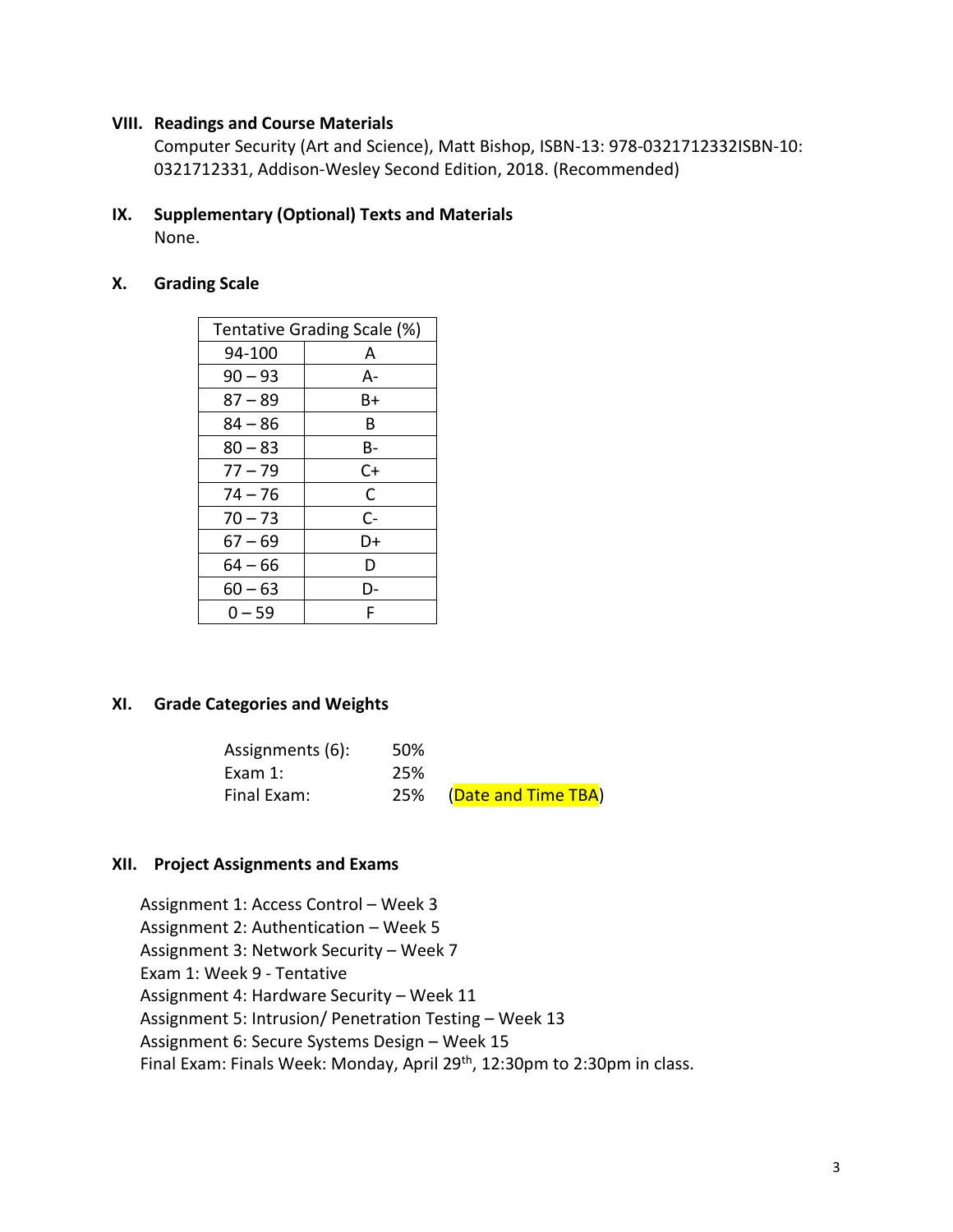## VIII. Readings and Course Materials

Computer Security (Art and Science), Matt Bishop, ISBN-13: 978-0321712332ISBN-10: 0321712331, Addison-Wesley Second Edition, 2018. (Recommended)

## IX. Supplementary (Optional) Texts and Materials

None.

## X. Grading Scale

| Tentative Grading Scale (%) | |
|---|---|
| 94-100 | A |
| 90 – 93 | A- |
| 87 – 89 | B+ |
| 84 – 86 | B |
| 80 – 83 | B- |
| 77 – 79 | C+ |
| 74 – 76 | C |
| 70 – 73 | C- |
| 67 – 69 | D+ |
| 64 – 66 | D |
| 60 – 63 | D- |
| 0 – 59 | F |

## XI. Grade Categories and Weights

Assignments (6): 50%
Exam 1: 25%
Final Exam: 25% (Date and Time TBA)

## XII. Project Assignments and Exams

Assignment 1: Access Control – Week 3
Assignment 2: Authentication – Week 5
Assignment 3: Network Security – Week 7
Exam 1: Week 9 - Tentative
Assignment 4: Hardware Security – Week 11
Assignment 5: Intrusion/ Penetration Testing – Week 13
Assignment 6: Secure Systems Design – Week 15
Final Exam: Finals Week: Monday, April 29th, 12:30pm to 2:30pm in class.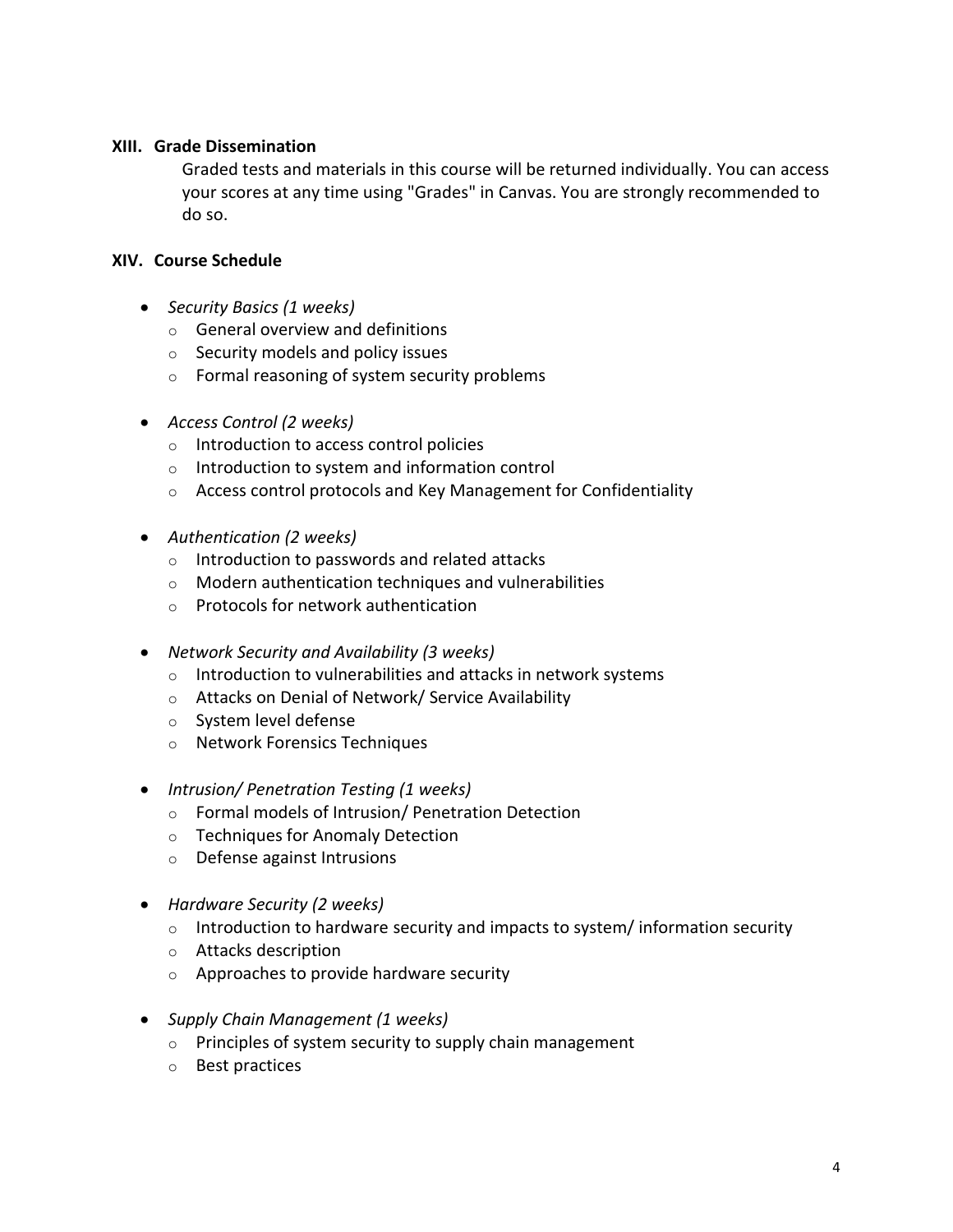## XIII. Grade Dissemination

Graded tests and materials in this course will be returned individually. You can access your scores at any time using "Grades" in Canvas. You are strongly recommended to do so.

## XIV. Course Schedule

- *Security Basics (1 weeks)*
  - General overview and definitions
  - Security models and policy issues
  - Formal reasoning of system security problems

- *Access Control (2 weeks)*
  - Introduction to access control policies
  - Introduction to system and information control
  - Access control protocols and Key Management for Confidentiality

- *Authentication (2 weeks)*
  - Introduction to passwords and related attacks
  - Modern authentication techniques and vulnerabilities
  - Protocols for network authentication

- *Network Security and Availability (3 weeks)*
  - Introduction to vulnerabilities and attacks in network systems
  - Attacks on Denial of Network/ Service Availability
  - System level defense
  - Network Forensics Techniques

- *Intrusion/ Penetration Testing (1 weeks)*
  - Formal models of Intrusion/ Penetration Detection
  - Techniques for Anomaly Detection
  - Defense against Intrusions

- *Hardware Security (2 weeks)*
  - Introduction to hardware security and impacts to system/ information security
  - Attacks description
  - Approaches to provide hardware security

- *Supply Chain Management (1 weeks)*
  - Principles of system security to supply chain management
  - Best practices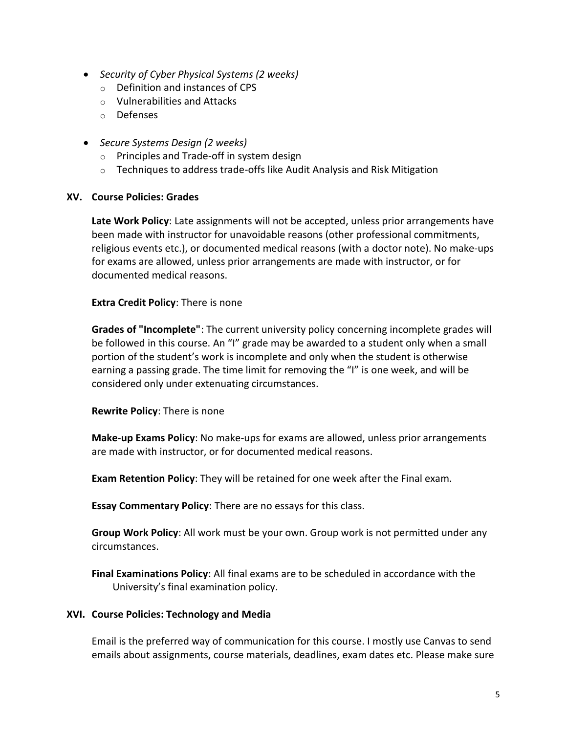- *Security of Cyber Physical Systems (2 weeks)*
  - Definition and instances of CPS
  - Vulnerabilities and Attacks
  - Defenses

- *Secure Systems Design (2 weeks)*
  - Principles and Trade-off in system design
  - Techniques to address trade-offs like Audit Analysis and Risk Mitigation

## XV. Course Policies: Grades

**Late Work Policy**: Late assignments will not be accepted, unless prior arrangements have been made with instructor for unavoidable reasons (other professional commitments, religious events etc.), or documented medical reasons (with a doctor note). No make-ups for exams are allowed, unless prior arrangements are made with instructor, or for documented medical reasons.

**Extra Credit Policy**: There is none

**Grades of "Incomplete"**: The current university policy concerning incomplete grades will be followed in this course. An "I" grade may be awarded to a student only when a small portion of the student's work is incomplete and only when the student is otherwise earning a passing grade. The time limit for removing the "I" is one week, and will be considered only under extenuating circumstances.

**Rewrite Policy**: There is none

**Make-up Exams Policy**: No make-ups for exams are allowed, unless prior arrangements are made with instructor, or for documented medical reasons.

**Exam Retention Policy**: They will be retained for one week after the Final exam.

**Essay Commentary Policy**: There are no essays for this class.

**Group Work Policy**: All work must be your own. Group work is not permitted under any circumstances.

**Final Examinations Policy**: All final exams are to be scheduled in accordance with the University's final examination policy.

## XVI. Course Policies: Technology and Media

Email is the preferred way of communication for this course. I mostly use Canvas to send emails about assignments, course materials, deadlines, exam dates etc. Please make sure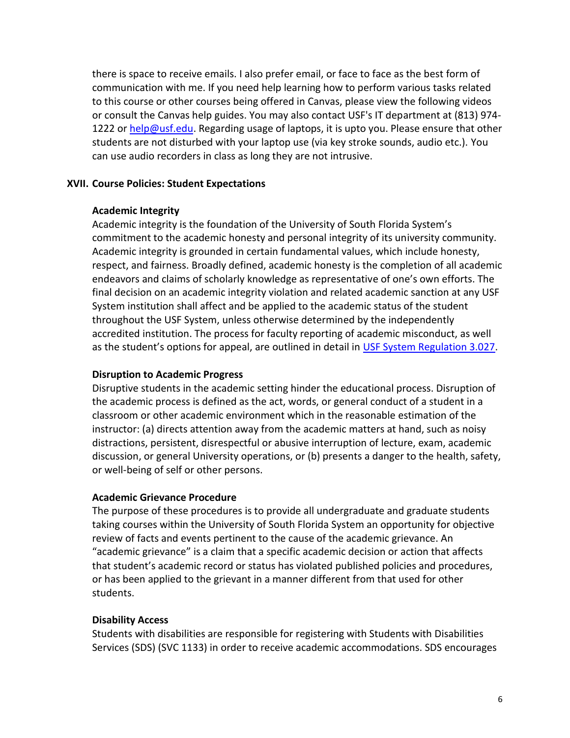there is space to receive emails. I also prefer email, or face to face as the best form of communication with me. If you need help learning how to perform various tasks related to this course or other courses being offered in Canvas, please view the following videos or consult the Canvas help guides. You may also contact USF's IT department at (813) 974-1222 or help@usf.edu. Regarding usage of laptops, it is upto you. Please ensure that other students are not disturbed with your laptop use (via key stroke sounds, audio etc.). You can use audio recorders in class as long they are not intrusive.

## XVII. Course Policies: Student Expectations

### Academic Integrity

Academic integrity is the foundation of the University of South Florida System's commitment to the academic honesty and personal integrity of its university community. Academic integrity is grounded in certain fundamental values, which include honesty, respect, and fairness. Broadly defined, academic honesty is the completion of all academic endeavors and claims of scholarly knowledge as representative of one's own efforts. The final decision on an academic integrity violation and related academic sanction at any USF System institution shall affect and be applied to the academic status of the student throughout the USF System, unless otherwise determined by the independently accredited institution. The process for faculty reporting of academic misconduct, as well as the student's options for appeal, are outlined in detail in USF System Regulation 3.027.

### Disruption to Academic Progress

Disruptive students in the academic setting hinder the educational process. Disruption of the academic process is defined as the act, words, or general conduct of a student in a classroom or other academic environment which in the reasonable estimation of the instructor: (a) directs attention away from the academic matters at hand, such as noisy distractions, persistent, disrespectful or abusive interruption of lecture, exam, academic discussion, or general University operations, or (b) presents a danger to the health, safety, or well-being of self or other persons.

### Academic Grievance Procedure

The purpose of these procedures is to provide all undergraduate and graduate students taking courses within the University of South Florida System an opportunity for objective review of facts and events pertinent to the cause of the academic grievance. An "academic grievance" is a claim that a specific academic decision or action that affects that student's academic record or status has violated published policies and procedures, or has been applied to the grievant in a manner different from that used for other students.

### Disability Access

Students with disabilities are responsible for registering with Students with Disabilities Services (SDS) (SVC 1133) in order to receive academic accommodations. SDS encourages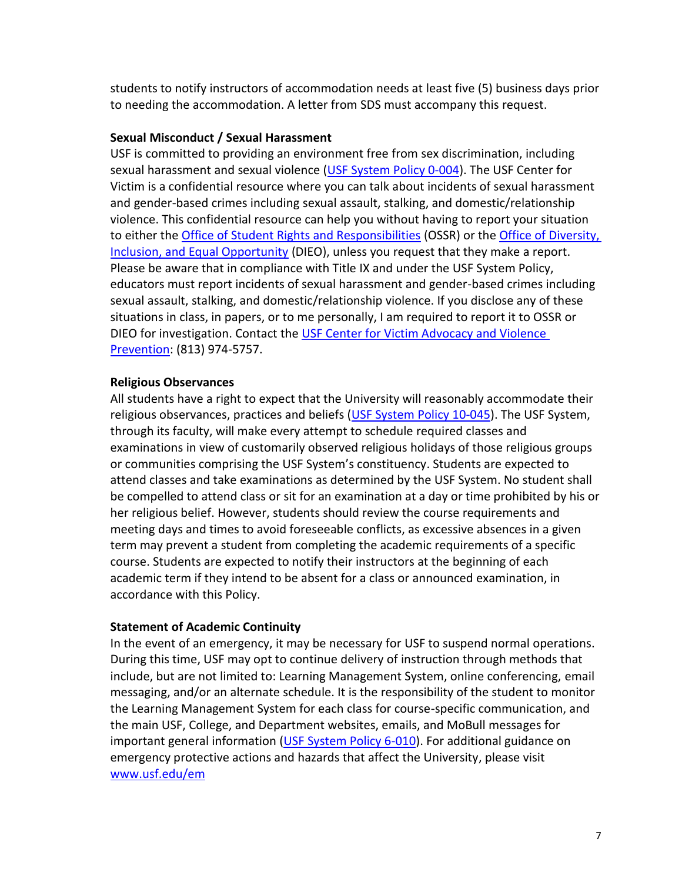students to notify instructors of accommodation needs at least five (5) business days prior to needing the accommodation. A letter from SDS must accompany this request.

**Sexual Misconduct / Sexual Harassment**

USF is committed to providing an environment free from sex discrimination, including sexual harassment and sexual violence (USF System Policy 0-004). The USF Center for Victim is a confidential resource where you can talk about incidents of sexual harassment and gender-based crimes including sexual assault, stalking, and domestic/relationship violence. This confidential resource can help you without having to report your situation to either the Office of Student Rights and Responsibilities (OSSR) or the Office of Diversity, Inclusion, and Equal Opportunity (DIEO), unless you request that they make a report. Please be aware that in compliance with Title IX and under the USF System Policy, educators must report incidents of sexual harassment and gender-based crimes including sexual assault, stalking, and domestic/relationship violence. If you disclose any of these situations in class, in papers, or to me personally, I am required to report it to OSSR or DIEO for investigation. Contact the USF Center for Victim Advocacy and Violence Prevention: (813) 974-5757.

**Religious Observances**

All students have a right to expect that the University will reasonably accommodate their religious observances, practices and beliefs (USF System Policy 10-045). The USF System, through its faculty, will make every attempt to schedule required classes and examinations in view of customarily observed religious holidays of those religious groups or communities comprising the USF System's constituency. Students are expected to attend classes and take examinations as determined by the USF System. No student shall be compelled to attend class or sit for an examination at a day or time prohibited by his or her religious belief. However, students should review the course requirements and meeting days and times to avoid foreseeable conflicts, as excessive absences in a given term may prevent a student from completing the academic requirements of a specific course. Students are expected to notify their instructors at the beginning of each academic term if they intend to be absent for a class or announced examination, in accordance with this Policy.

**Statement of Academic Continuity**

In the event of an emergency, it may be necessary for USF to suspend normal operations. During this time, USF may opt to continue delivery of instruction through methods that include, but are not limited to: Learning Management System, online conferencing, email messaging, and/or an alternate schedule. It is the responsibility of the student to monitor the Learning Management System for each class for course-specific communication, and the main USF, College, and Department websites, emails, and MoBull messages for important general information (USF System Policy 6-010). For additional guidance on emergency protective actions and hazards that affect the University, please visit www.usf.edu/em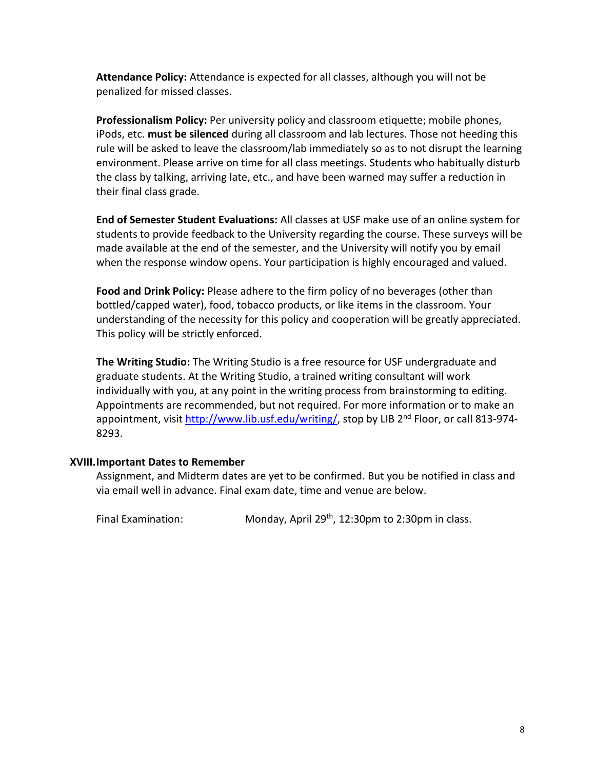**Attendance Policy:** Attendance is expected for all classes, although you will not be penalized for missed classes.

**Professionalism Policy:** Per university policy and classroom etiquette; mobile phones, iPods, etc. **must be silenced** during all classroom and lab lectures. Those not heeding this rule will be asked to leave the classroom/lab immediately so as to not disrupt the learning environment. Please arrive on time for all class meetings. Students who habitually disturb the class by talking, arriving late, etc., and have been warned may suffer a reduction in their final class grade.

**End of Semester Student Evaluations:** All classes at USF make use of an online system for students to provide feedback to the University regarding the course. These surveys will be made available at the end of the semester, and the University will notify you by email when the response window opens. Your participation is highly encouraged and valued.

**Food and Drink Policy:** Please adhere to the firm policy of no beverages (other than bottled/capped water), food, tobacco products, or like items in the classroom. Your understanding of the necessity for this policy and cooperation will be greatly appreciated. This policy will be strictly enforced.

**The Writing Studio:** The Writing Studio is a free resource for USF undergraduate and graduate students. At the Writing Studio, a trained writing consultant will work individually with you, at any point in the writing process from brainstorming to editing. Appointments are recommended, but not required. For more information or to make an appointment, visit http://www.lib.usf.edu/writing/, stop by LIB 2nd Floor, or call 813-974-8293.

## XVIII. Important Dates to Remember

Assignment, and Midterm dates are yet to be confirmed. But you be notified in class and via email well in advance. Final exam date, time and venue are below.

Final Examination: Monday, April 29th, 12:30pm to 2:30pm in class.